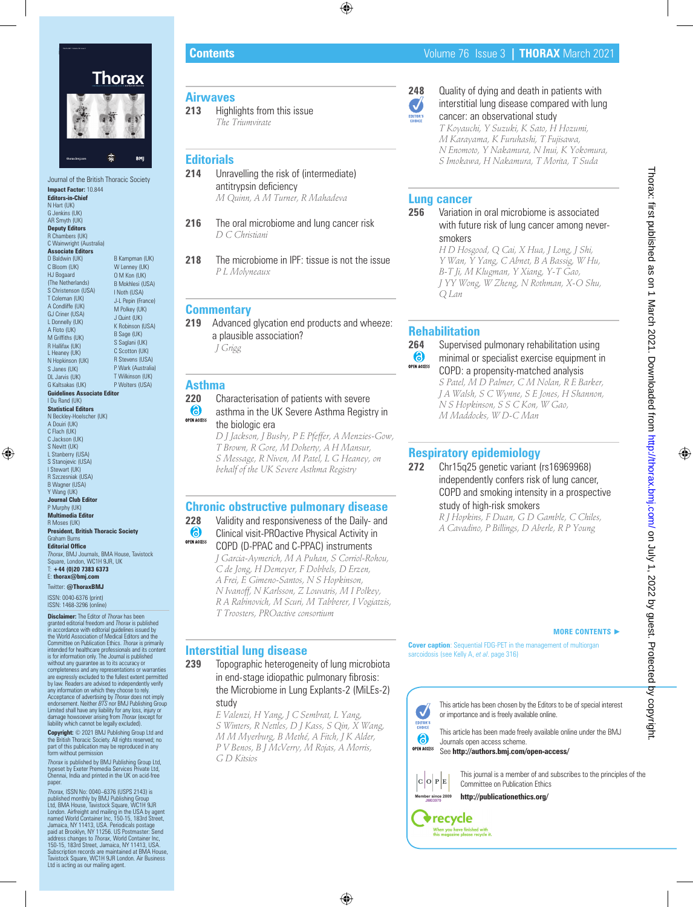# Contents

Volume 76 Issue 3 | **THORAX** March 2021

Journal of the British Thoracic Society

**Impact Factor:** 10.844

**Editors-in-Chief**
N Hart (UK)
G Jenkins (UK)
AR Smyth (UK)

**Deputy Editors**
R Chambers (UK)
C Wainwright (Australia)

**Associate Editors**
D Baldwin (UK)
C Bloom (UK)
HJ Bogaard (The Netherlands)
S Christenson (USA)
T Coleman (UK)
A Condliffe (UK)
GJ Criner (USA)
L Donnelly (UK)
A Floto (UK)
M Griffiths (UK)
R Hallifax (UK)
L Heaney (UK)
N Hopkinson (UK)
S Janes (UK)
DL Jarvis (UK)
G Kaltsakas (UK)
B Kampman (UK)
W Lenney (UK)
O M Kon (UK)
B Mokhlesi (USA)
I Noth (USA)
J-L Pepin (France)
M Polkey (UK)
J Quint (UK)
K Robinson (USA)
B Sage (UK)
S Saglani (UK)
C Scotton (UK)
R Stevens (USA)
P Wark (Australia)
T Wilkinson (UK)
P Wolters (USA)

**Guidelines Associate Editor**
I Du Rand (UK)

**Statistical Editors**
N Beckley-Hoelscher (UK)
A Douiri (UK)
C Flach (UK)
C Jackson (UK)
S Nevitt (UK)
L Stanberry (USA)
I Stanojevic (USA)
I Stewart (UK)
R Szczesniak (USA)
B Wagner (USA)
Y Wang (UK)

**Journal Club Editor**
P Murphy (UK)

**Multimedia Editor**
R Moses (UK)

**President, British Thoracic Society**
Graham Burns

**Editorial Office**
*Thorax*, BMJ Journals, BMA House, Tavistock Square, London, WC1H 9JR, UK
T: **+44 (0)20 7383 6373**
E: **thorax@bmj.com**

Twitter: **@ThoraxBMJ**

ISSN: 0040-6376 (print)
ISSN: 1468-3296 (online)

**Disclaimer:** The Editor of *Thorax* has been granted editorial freedom and *Thorax* is published in accordance with editorial guidelines issued by the World Association of Medical Editors and the Committee on Publication Ethics. *Thorax* is primarily intended for healthcare professionals and its content is for information only. The Journal is published without any guarantee as to its accuracy or completeness and any representations or warranties are expressly excluded to the fullest extent permitted by law. Readers are advised to independently verify any information on which they choose to rely. Acceptance of advertising by *Thorax* does not imply endorsement. Neither *BTS* nor BMJ Publishing Group Limited shall have any liability for any loss, injury or damage howsoever arising from *Thorax* (except for liability which cannot be legally excluded).

**Copyright:** © 2021 BMJ Publishing Group Ltd and the British Thoracic Society. All rights reserved; no part of this publication may be reproduced in any form without permission

*Thorax* is published by BMJ Publishing Group Ltd, typeset by Exeter Premedia Services Private Ltd, Chennai, India and printed in the UK on acid-free paper.

*Thorax*, ISSN No: 0040–6376 (USPS 2143) is published monthly by BMJ Publishing Group Ltd, BMA House, Tavistock Square, WC1H 9JR London. Airfreight and mailing in the USA by agent named World Container Inc, 150-15, 183rd Street, Jamaica, NY 11413, USA. Periodicals postage paid at Brooklyn, NY 11256. US Postmaster: Send address changes to *Thorax*, World Container Inc, 150-15, 183rd Street, Jamaica, NY 11413, USA. Subscription records are maintained at BMA House, Tavistock Square, WC1H 9JR London. Air Business Ltd is acting as our mailing agent.

## Airwaves

**213** Highlights from this issue
*The Triumvirate*

## Editorials

**214** Unravelling the risk of (intermediate) antitrypsin deficiency
*M Quinn, A M Turner, R Mahadeva*

**216** The oral microbiome and lung cancer risk
*D C Christiani*

**218** The microbiome in IPF: tissue is not the issue
*P L Molyneaux*

## Commentary

**219** Advanced glycation end products and wheeze: a plausible association?
*J Grigg*

## Asthma

**220** Characterisation of patients with severe asthma in the UK Severe Asthma Registry in the biologic era (OPEN ACCESS)
*D J Jackson, J Busby, P E Pfeffer, A Menzies-Gow, T Brown, R Gore, M Doherty, A H Mansur, S Message, R Niven, M Patel, L G Heaney, on behalf of the UK Severe Asthma Registry*

## Chronic obstructive pulmonary disease

**228** Validity and responsiveness of the Daily- and Clinical visit-PROactive Physical Activity in COPD (D-PPAC and C-PPAC) instruments (OPEN ACCESS)
*J Garcia-Aymerich, M A Puhan, S Corriol-Rohou, C de Jong, H Demeyer, F Dobbels, D Erzen, A Frei, E Gimeno-Santos, N S Hopkinson, N Ivanoff, N Karlsson, Z Louvaris, M I Polkey, R A Rabinovich, M Scuri, M Tabberer, I Vogiatzis, T Troosters, PROactive consortium*

## Interstitial lung disease

**239** Topographic heterogeneity of lung microbiota in end-stage idiopathic pulmonary fibrosis: the Microbiome in Lung Explants-2 (MiLEs-2) study
*E Valenzi, H Yang, J C Sembrat, L Yang, S Winters, R Nettles, D J Kass, S Qin, X Wang, M M Myerburg, B Methé, A Fitch, J K Alder, P V Benos, B J McVerry, M Rojas, A Morris, G D Kitsios*

**248** Quality of dying and death in patients with interstitial lung disease compared with lung cancer: an observational study (EDITOR'S CHOICE)
*T Koyauchi, Y Suzuki, K Sato, H Hozumi, M Karayama, K Furuhashi, T Fujisawa, N Enomoto, Y Nakamura, N Inui, K Yokomura, S Imokawa, H Nakamura, T Morita, T Suda*

## Lung cancer

**256** Variation in oral microbiome is associated with future risk of lung cancer among never-smokers
*H D Hosgood, Q Cai, X Hua, J Long, J Shi, Y Wan, Y Yang, C Abnet, B A Bassig, W Hu, B-T Ji, M Klugman, Y Xiang, Y-T Gao, J YY Wong, W Zheng, N Rothman, X-O Shu, Q Lan*

## Rehabilitation

**264** Supervised pulmonary rehabilitation using minimal or specialist exercise equipment in COPD: a propensity-matched analysis (OPEN ACCESS)
*S Patel, M D Palmer, C M Nolan, R E Barker, J A Walsh, S C Wynne, S E Jones, H Shannon, N S Hopkinson, S S C Kon, W Gao, M Maddocks, W D-C Man*

## Respiratory epidemiology

**272** Chr15q25 genetic variant (rs16969968) independently confers risk of lung cancer, COPD and smoking intensity in a prospective study of high-risk smokers
*R J Hopkins, F Duan, G D Gamble, C Chiles, A Cavadino, P Billings, D Aberle, R P Young*

**MORE CONTENTS ►**

**Cover caption**: Sequential FDG-PET in the management of multiorgan sarcoidosis (see Kelly A, *et al*. page 316)

EDITOR'S CHOICE: This article has been chosen by the Editors to be of special interest or importance and is freely available online.

OPEN ACCESS: This article has been made freely available online under the BMJ Journals open access scheme.
See **http://authors.bmj.com/open-access/**

COPE — Member since 2009 JM03979: This journal is a member of and subscribes to the principles of the Committee on Publication Ethics
**http://publicationethics.org/**

recycle — When you have finished with this magazine please recycle it.

Thorax: first published as on 1 March 2021. Downloaded from http://thorax.bmj.com/ on July 1, 2022 by guest. Protected by copyright.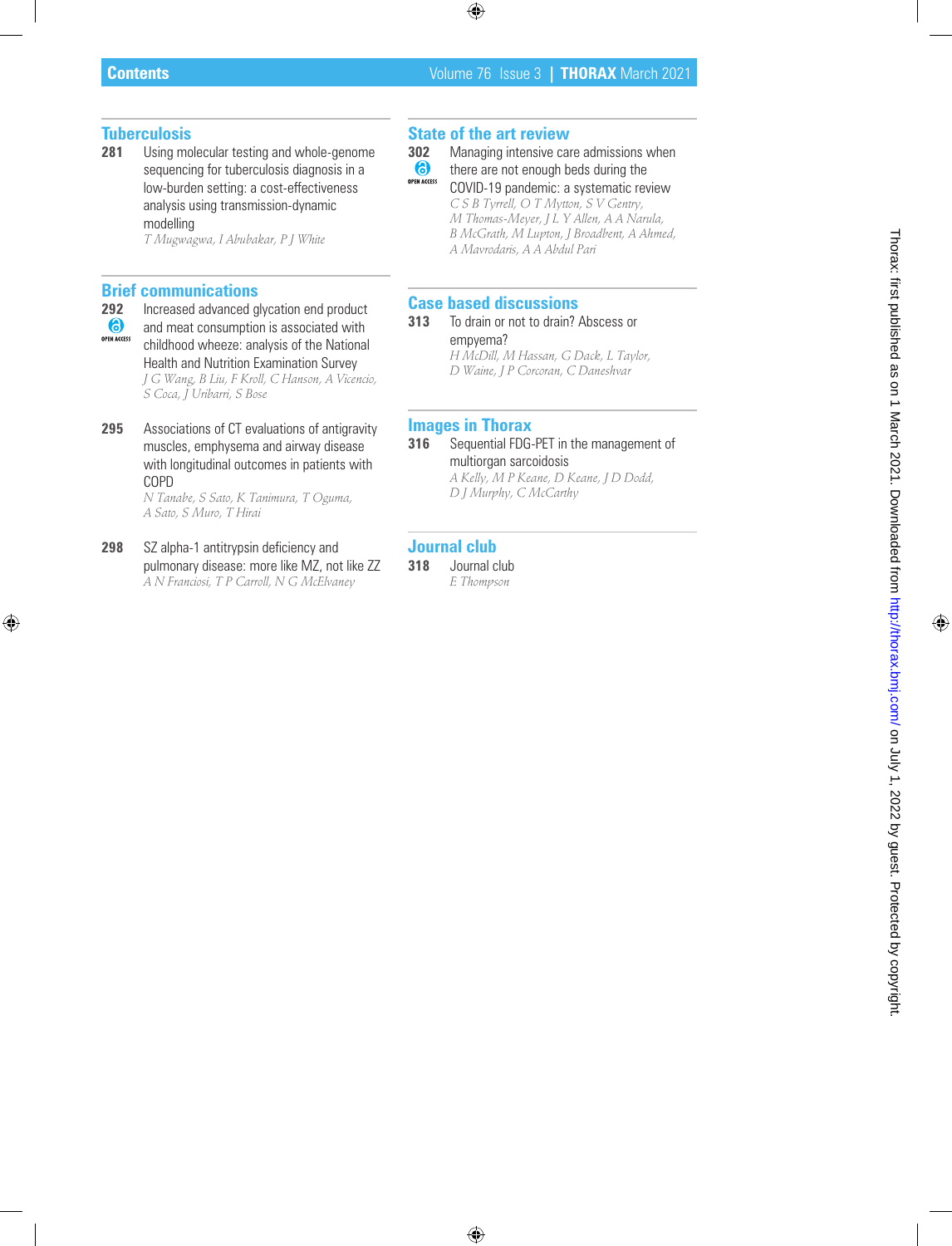## Tuberculosis

**281** Using molecular testing and whole-genome sequencing for tuberculosis diagnosis in a low-burden setting: a cost-effectiveness analysis using transmission-dynamic modelling
*T Mugwagwa, I Abubakar, P J White*

## Brief communications

**292** Increased advanced glycation end product and meat consumption is associated with childhood wheeze: analysis of the National Health and Nutrition Examination Survey
*J G Wang, B Liu, F Kroll, C Hanson, A Vicencio, S Coca, J Uribarri, S Bose*

**295** Associations of CT evaluations of antigravity muscles, emphysema and airway disease with longitudinal outcomes in patients with COPD
*N Tanabe, S Sato, K Tanimura, T Oguma, A Sato, S Muro, T Hirai*

**298** SZ alpha-1 antitrypsin deficiency and pulmonary disease: more like MZ, not like ZZ
*A N Franciosi, T P Carroll, N G McElvaney*

## State of the art review

**302** Managing intensive care admissions when there are not enough beds during the COVID-19 pandemic: a systematic review
*C S B Tyrrell, O T Mytton, S V Gentry, M Thomas-Meyer, J L Y Allen, A A Narula, B McGrath, M Lupton, J Broadbent, A Ahmed, A Mavrodaris, A A Abdul Pari*

## Case based discussions

**313** To drain or not to drain? Abscess or empyema?
*H McDill, M Hassan, G Dack, L Taylor, D Waine, J P Corcoran, C Daneshvar*

## Images in Thorax

**316** Sequential FDG-PET in the management of multiorgan sarcoidosis
*A Kelly, M P Keane, D Keane, J D Dodd, D J Murphy, C McCarthy*

## Journal club

**318** Journal club
*E Thompson*